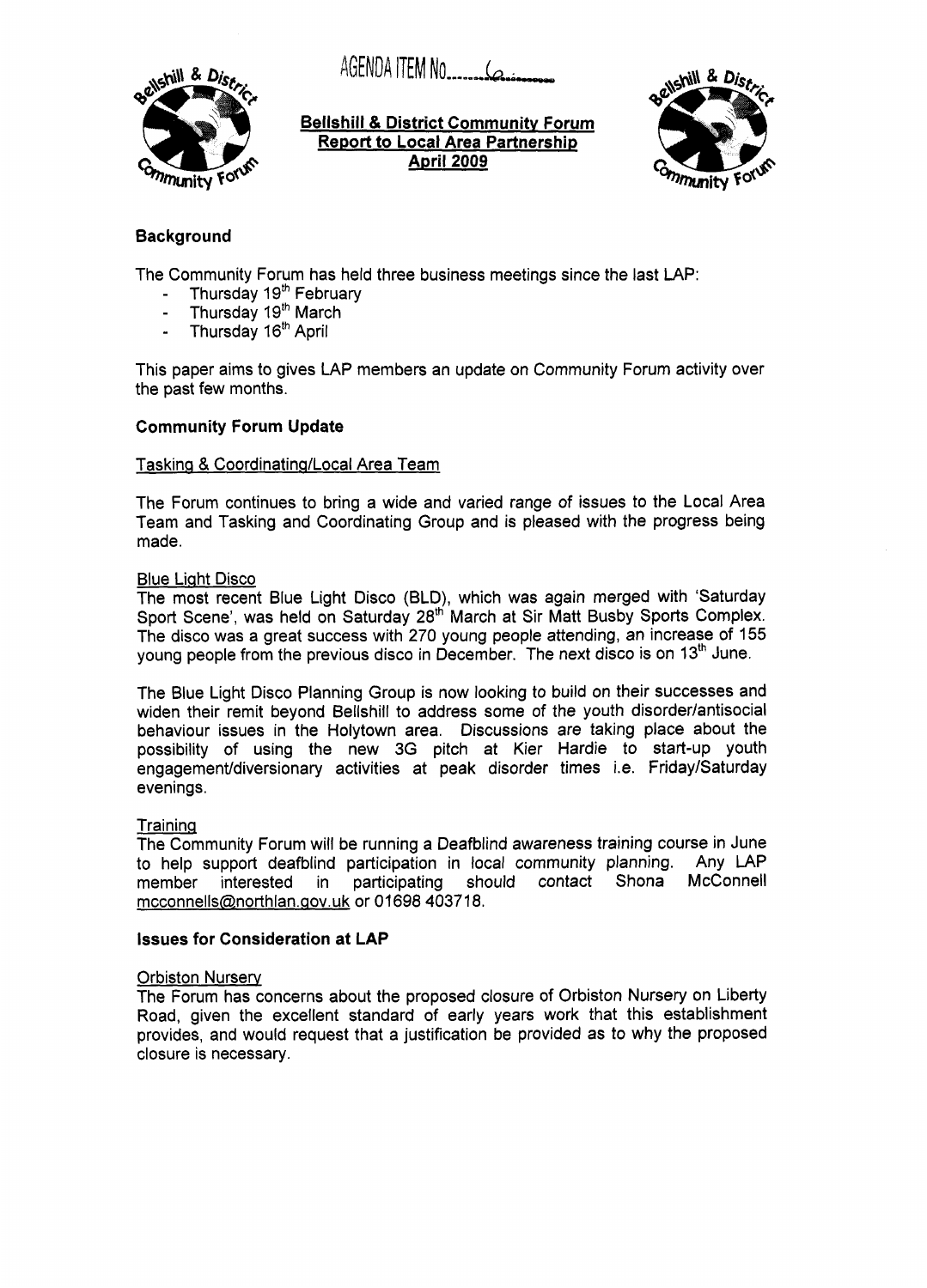AGENDA ITEM No......6......

**Bellshill & District Community Forum**
**Report to Local Area Partnership**
**April 2009**

## Background

The Community Forum has held three business meetings since the last LAP:

- Thursday 19th February
- Thursday 19th March
- Thursday 16th April

This paper aims to gives LAP members an update on Community Forum activity over the past few months.

## Community Forum Update

### Tasking & Coordinating/Local Area Team

The Forum continues to bring a wide and varied range of issues to the Local Area Team and Tasking and Coordinating Group and is pleased with the progress being made.

### Blue Light Disco

The most recent Blue Light Disco (BLD), which was again merged with 'Saturday Sport Scene', was held on Saturday 28th March at Sir Matt Busby Sports Complex. The disco was a great success with 270 young people attending, an increase of 155 young people from the previous disco in December. The next disco is on 13th June.

The Blue Light Disco Planning Group is now looking to build on their successes and widen their remit beyond Bellshill to address some of the youth disorder/antisocial behaviour issues in the Holytown area. Discussions are taking place about the possibility of using the new 3G pitch at Kier Hardie to start-up youth engagement/diversionary activities at peak disorder times i.e. Friday/Saturday evenings.

### Training

The Community Forum will be running a Deafblind awareness training course in June to help support deafblind participation in local community planning. Any LAP member interested in participating should contact Shona McConnell mcconnells@northlan.gov.uk or 01698 403718.

## Issues for Consideration at LAP

### Orbiston Nursery

The Forum has concerns about the proposed closure of Orbiston Nursery on Liberty Road, given the excellent standard of early years work that this establishment provides, and would request that a justification be provided as to why the proposed closure is necessary.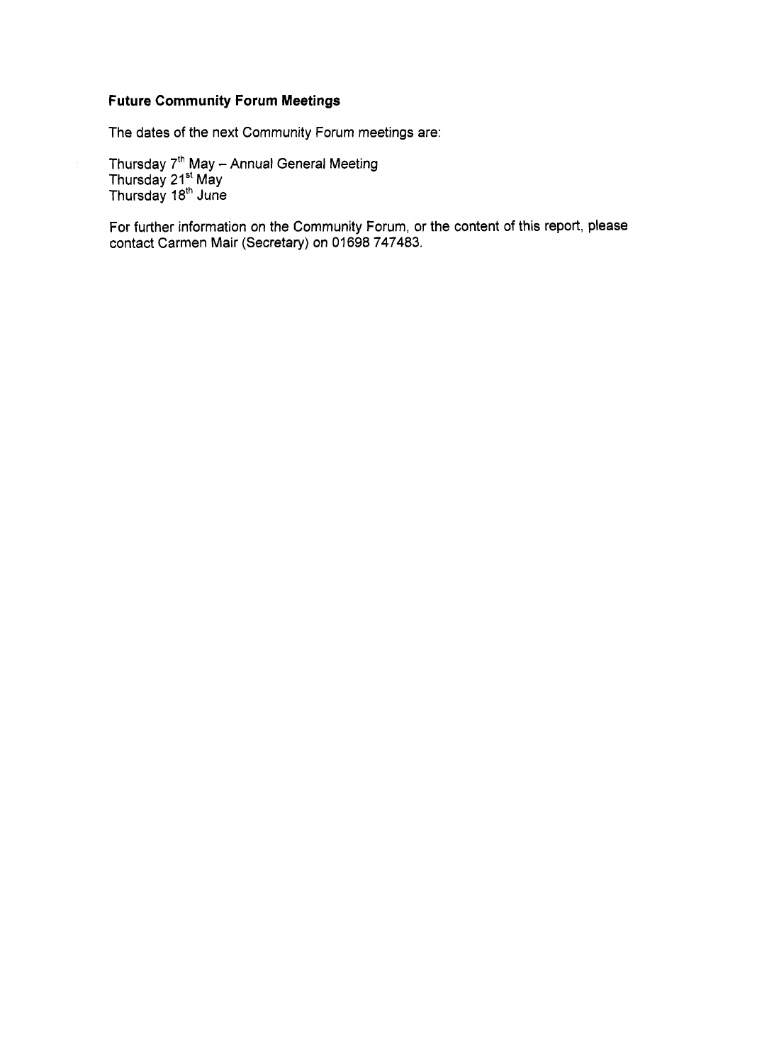**Future Community Forum Meetings**

The dates of the next Community Forum meetings are:

Thursday 7th May – Annual General Meeting
Thursday 21st May
Thursday 18th June

For further information on the Community Forum, or the content of this report, please contact Carmen Mair (Secretary) on 01698 747483.